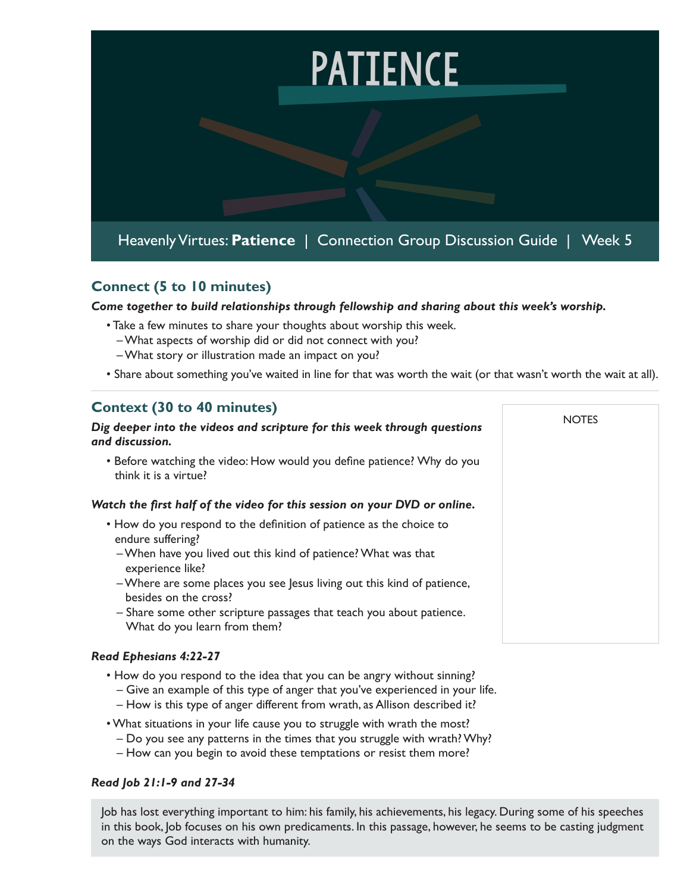# PATIENCE

Heavenly Virtues: **Patience** | Connection Group Discussion Guide | Week 5

## Connect (5 to 10 minutes)

***Come together to build relationships through fellowship and sharing about this week's worship.***

- Take a few minutes to share your thoughts about worship this week.
  - What aspects of worship did or did not connect with you?
  - What story or illustration made an impact on you?
- Share about something you've waited in line for that was worth the wait (or that wasn't worth the wait at all).

## Context (30 to 40 minutes)

***Dig deeper into the videos and scripture for this week through questions and discussion.***

- Before watching the video: How would you define patience? Why do you think it is a virtue?

***Watch the first half of the video for this session on your DVD or online.***

- How do you respond to the definition of patience as the choice to endure suffering?
  - When have you lived out this kind of patience? What was that experience like?
  - Where are some places you see Jesus living out this kind of patience, besides on the cross?
  - Share some other scripture passages that teach you about patience. What do you learn from them?

NOTES

***Read Ephesians 4:22-27***

- How do you respond to the idea that you can be angry without sinning?
  - Give an example of this type of anger that you've experienced in your life.
  - How is this type of anger different from wrath, as Allison described it?
- What situations in your life cause you to struggle with wrath the most?
  - Do you see any patterns in the times that you struggle with wrath? Why?
  - How can you begin to avoid these temptations or resist them more?

***Read Job 21:1-9 and 27-34***

Job has lost everything important to him: his family, his achievements, his legacy. During some of his speeches in this book, Job focuses on his own predicaments. In this passage, however, he seems to be casting judgment on the ways God interacts with humanity.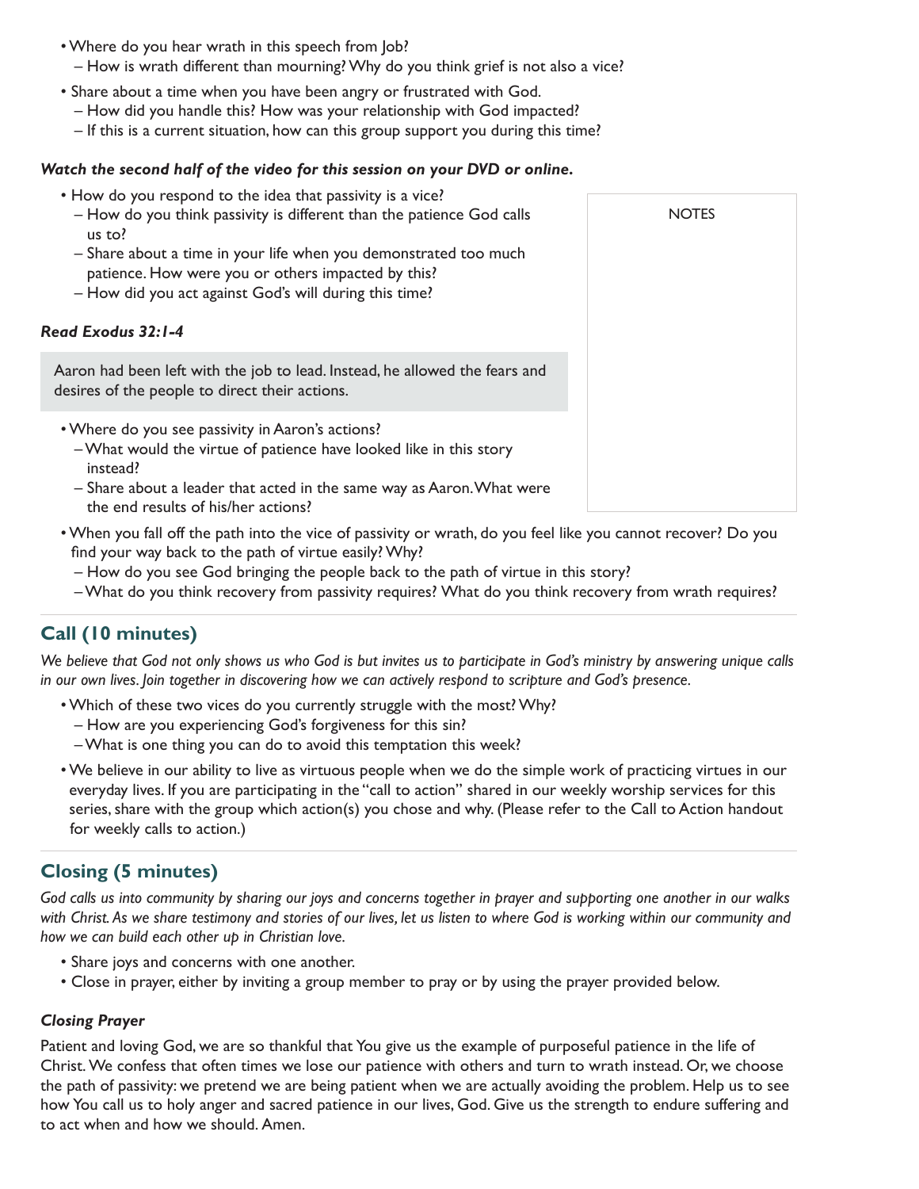- Where do you hear wrath in this speech from Job?
  - How is wrath different than mourning? Why do you think grief is not also a vice?
- Share about a time when you have been angry or frustrated with God.
  - How did you handle this? How was your relationship with God impacted?
  - If this is a current situation, how can this group support you during this time?

***Watch the second half of the video for this session on your DVD or online.***

- How do you respond to the idea that passivity is a vice?
  - How do you think passivity is different than the patience God calls us to?
  - Share about a time in your life when you demonstrated too much patience. How were you or others impacted by this?
  - How did you act against God's will during this time?

NOTES

***Read Exodus 32:1-4***

> Aaron had been left with the job to lead. Instead, he allowed the fears and desires of the people to direct their actions.

- Where do you see passivity in Aaron's actions?
  - What would the virtue of patience have looked like in this story instead?
  - Share about a leader that acted in the same way as Aaron. What were the end results of his/her actions?
- When you fall off the path into the vice of passivity or wrath, do you feel like you cannot recover? Do you find your way back to the path of virtue easily? Why?
  - How do you see God bringing the people back to the path of virtue in this story?
  - What do you think recovery from passivity requires? What do you think recovery from wrath requires?

## Call (10 minutes)

*We believe that God not only shows us who God is but invites us to participate in God's ministry by answering unique calls in our own lives. Join together in discovering how we can actively respond to scripture and God's presence.*

- Which of these two vices do you currently struggle with the most? Why?
  - How are you experiencing God's forgiveness for this sin?
  - What is one thing you can do to avoid this temptation this week?
- We believe in our ability to live as virtuous people when we do the simple work of practicing virtues in our everyday lives. If you are participating in the "call to action" shared in our weekly worship services for this series, share with the group which action(s) you chose and why. (Please refer to the Call to Action handout for weekly calls to action.)

## Closing (5 minutes)

*God calls us into community by sharing our joys and concerns together in prayer and supporting one another in our walks with Christ. As we share testimony and stories of our lives, let us listen to where God is working within our community and how we can build each other up in Christian love.*

- Share joys and concerns with one another.
- Close in prayer, either by inviting a group member to pray or by using the prayer provided below.

***Closing Prayer***

Patient and loving God, we are so thankful that You give us the example of purposeful patience in the life of Christ. We confess that often times we lose our patience with others and turn to wrath instead. Or, we choose the path of passivity: we pretend we are being patient when we are actually avoiding the problem. Help us to see how You call us to holy anger and sacred patience in our lives, God. Give us the strength to endure suffering and to act when and how we should. Amen.